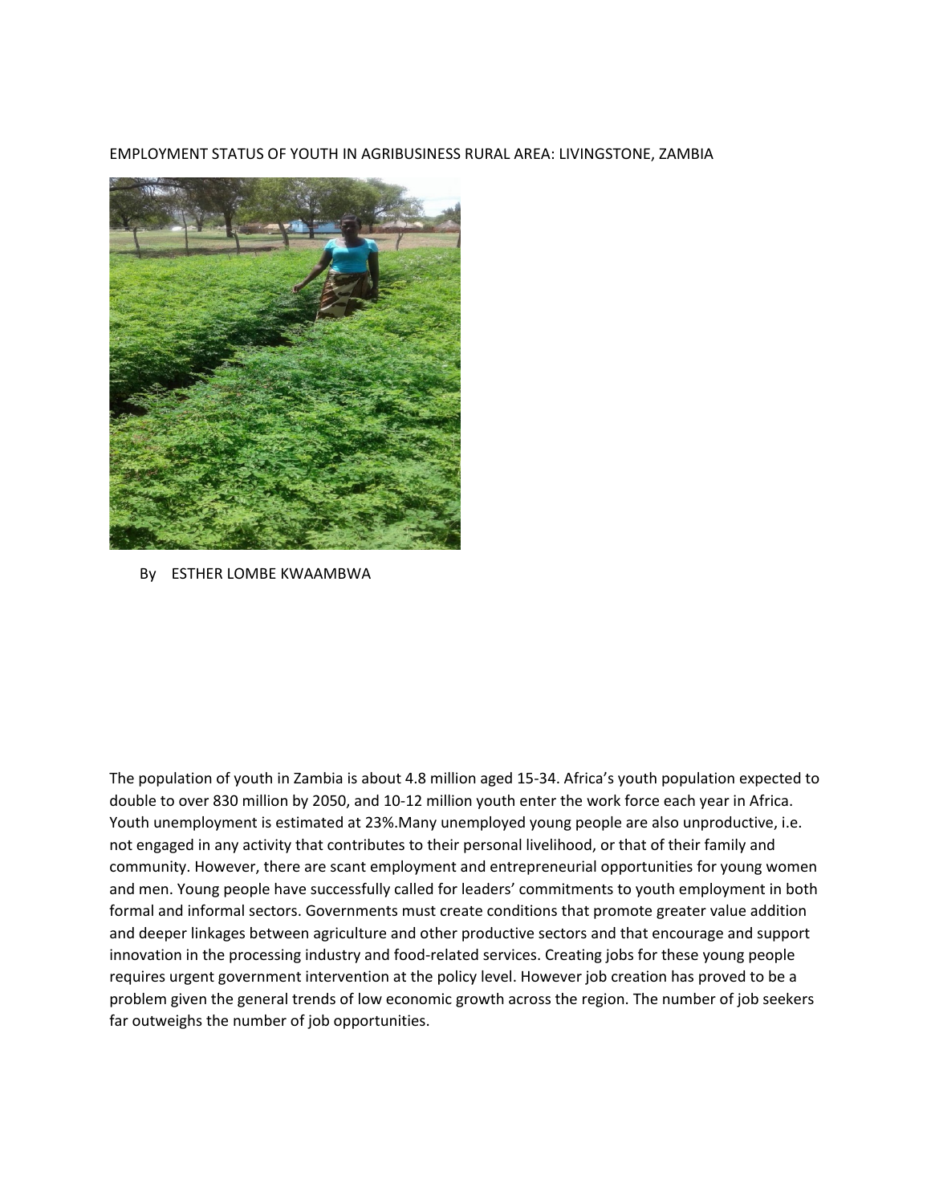# EMPLOYMENT STATUS OF YOUTH IN AGRIBUSINESS RURAL AREA: LIVINGSTONE, ZAMBIA

By ESTHER LOMBE KWAAMBWA

The population of youth in Zambia is about 4.8 million aged 15-34. Africa's youth population expected to double to over 830 million by 2050, and 10-12 million youth enter the work force each year in Africa. Youth unemployment is estimated at 23%.Many unemployed young people are also unproductive, i.e. not engaged in any activity that contributes to their personal livelihood, or that of their family and community. However, there are scant employment and entrepreneurial opportunities for young women and men. Young people have successfully called for leaders' commitments to youth employment in both formal and informal sectors. Governments must create conditions that promote greater value addition and deeper linkages between agriculture and other productive sectors and that encourage and support innovation in the processing industry and food-related services. Creating jobs for these young people requires urgent government intervention at the policy level. However job creation has proved to be a problem given the general trends of low economic growth across the region. The number of job seekers far outweighs the number of job opportunities.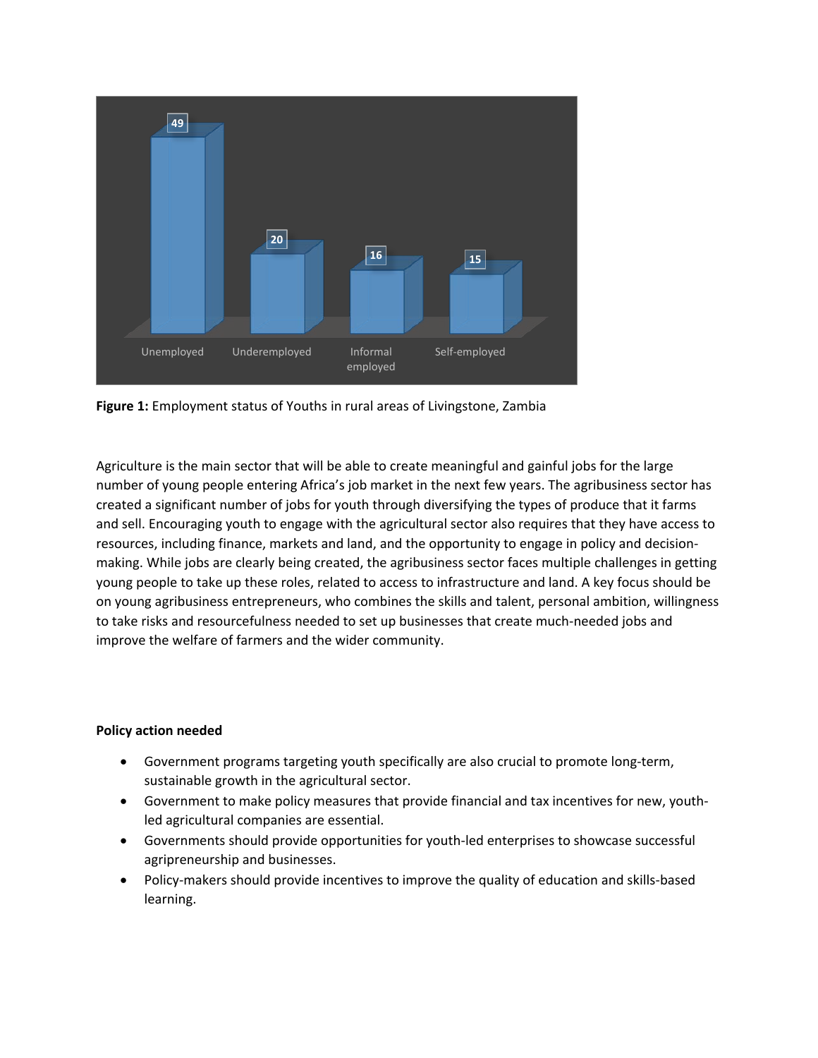| Unemployed | Underemployed | Informal employed | Self-employed |
| --- | --- | --- | --- |
| 49 | 20 | 16 | 15 |

**Figure 1:** Employment status of Youths in rural areas of Livingstone, Zambia

Agriculture is the main sector that will be able to create meaningful and gainful jobs for the large number of young people entering Africa's job market in the next few years. The agribusiness sector has created a significant number of jobs for youth through diversifying the types of produce that it farms and sell. Encouraging youth to engage with the agricultural sector also requires that they have access to resources, including finance, markets and land, and the opportunity to engage in policy and decision-making. While jobs are clearly being created, the agribusiness sector faces multiple challenges in getting young people to take up these roles, related to access to infrastructure and land. A key focus should be on young agribusiness entrepreneurs, who combines the skills and talent, personal ambition, willingness to take risks and resourcefulness needed to set up businesses that create much-needed jobs and improve the welfare of farmers and the wider community.

**Policy action needed**

- Government programs targeting youth specifically are also crucial to promote long-term, sustainable growth in the agricultural sector.
- Government to make policy measures that provide financial and tax incentives for new, youth-led agricultural companies are essential.
- Governments should provide opportunities for youth-led enterprises to showcase successful agripreneurship and businesses.
- Policy-makers should provide incentives to improve the quality of education and skills-based learning.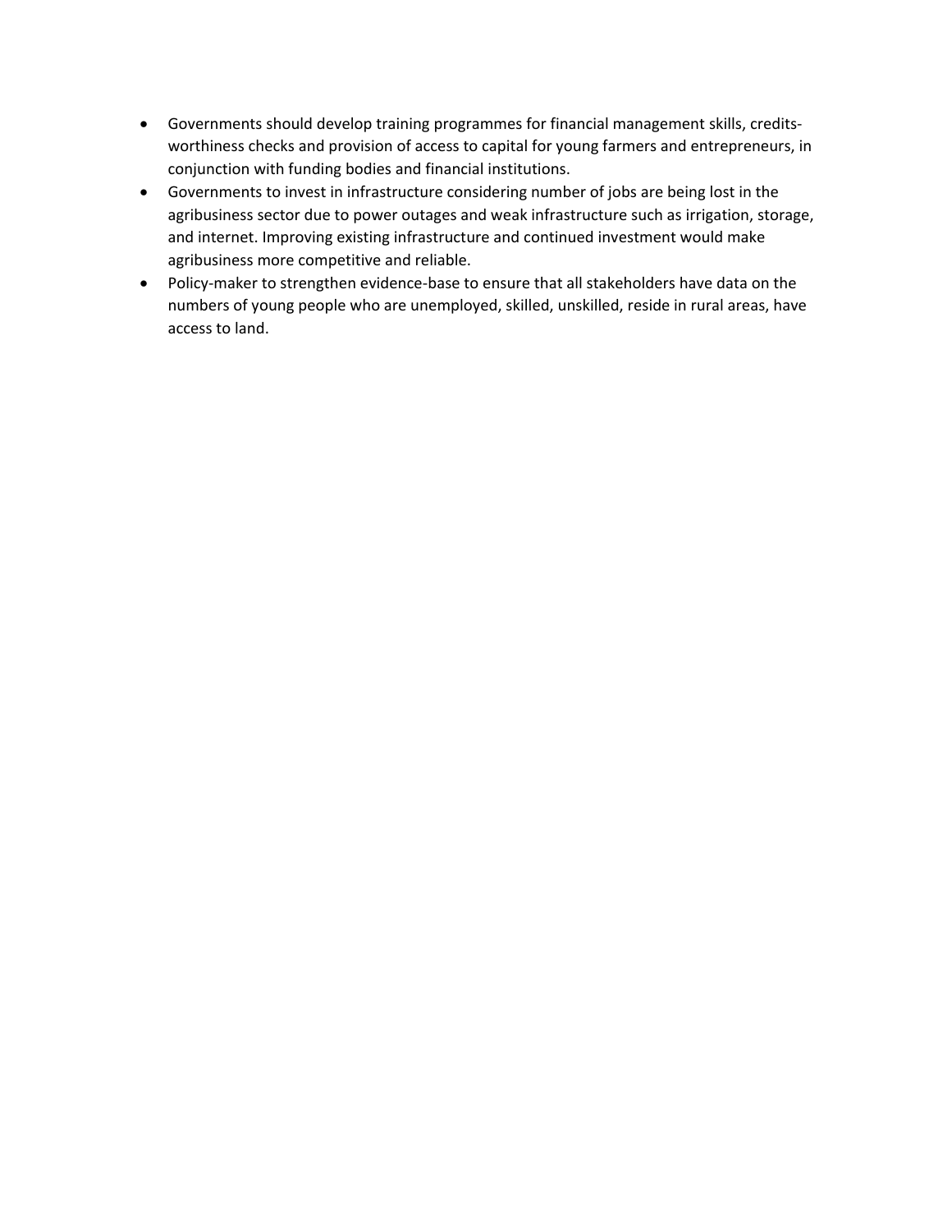- Governments should develop training programmes for financial management skills, credits-worthiness checks and provision of access to capital for young farmers and entrepreneurs, in conjunction with funding bodies and financial institutions.
- Governments to invest in infrastructure considering number of jobs are being lost in the agribusiness sector due to power outages and weak infrastructure such as irrigation, storage, and internet. Improving existing infrastructure and continued investment would make agribusiness more competitive and reliable.
- Policy-maker to strengthen evidence-base to ensure that all stakeholders have data on the numbers of young people who are unemployed, skilled, unskilled, reside in rural areas, have access to land.